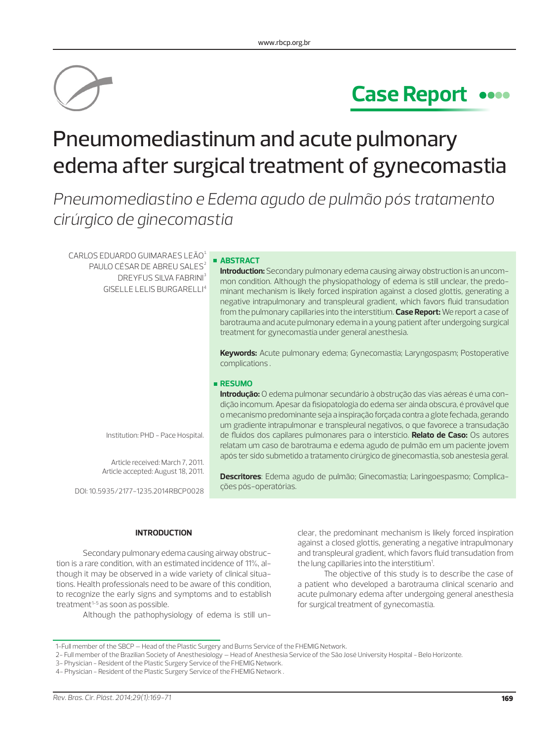Case Report

# Pneumomediastinum and acute pulmonary edema after surgical treatment of gynecomastia

*Pneumomediastino e Edema agudo de pulmão pós tratamento cirúrgico de ginecomastia*

CARLOS EDUARDO GUIMARAES LEÃO[1]
PAULO CÉSAR DE ABREU SALES[2]
DREYFUS SILVA FABRINI[3]
GISELLE LELIS BURGARELLI[4]

Institution: PHD - Pace Hospital.

Article received: March 7, 2011.
Article accepted: August 18, 2011.

DOI: 10.5935/2177-1235.2014RBCP0028

## ABSTRACT

**Introduction:** Secondary pulmonary edema causing airway obstruction is an uncommon condition. Although the physiopathology of edema is still unclear, the predominant mechanism is likely forced inspiration against a closed glottis, generating a negative intrapulmonary and transpleural gradient, which favors fluid transudation from the pulmonary capillaries into the interstitium. **Case Report:** We report a case of barotrauma and acute pulmonary edema in a young patient after undergoing surgical treatment for gynecomastia under general anesthesia.

**Keywords:** Acute pulmonary edema; Gynecomastia; Laryngospasm; Postoperative complications .

## RESUMO

**Introdução:** O edema pulmonar secundário à obstrução das vias aéreas é uma condição incomum. Apesar da fisiopatologia do edema ser ainda obscura, é provável que o mecanismo predominante seja a inspiração forçada contra a glote fechada, gerando um gradiente intrapulmonar e transpleural negativos, o que favorece a transudação de fluidos dos capilares pulmonares para o interstício. **Relato de Caso:** Os autores relatam um caso de barotrauma e edema agudo de pulmão em um paciente jovem após ter sido submetido a tratamento cirúrgico de ginecomastia, sob anestesia geral.

**Descritores**: Edema agudo de pulmão; Ginecomastia; Laringoespasmo; Complicações pós-operatórias.

## INTRODUCTION

Secondary pulmonary edema causing airway obstruction is a rare condition, with an estimated incidence of 11%, although it may be observed in a wide variety of clinical situations. Health professionals need to be aware of this condition, to recognize the early signs and symptoms and to establish treatment[1-5] as soon as possible.

Although the pathophysiology of edema is still unclear, the predominant mechanism is likely forced inspiration against a closed glottis, generating a negative intrapulmonary and transpleural gradient, which favors fluid transudation from the lung capillaries into the interstitium[1].

The objective of this study is to describe the case of a patient who developed a barotrauma clinical scenario and acute pulmonary edema after undergoing general anesthesia for surgical treatment of gynecomastia.

1- Full member of the SBCP – Head of the Plastic Surgery and Burns Service of the FHEMIG Network.
2- Full member of the Brazilian Society of Anesthesiology – Head of Anesthesia Service of the São José University Hospital - Belo Horizonte.
3- Physician - Resident of the Plastic Surgery Service of the FHEMIG Network.
4- Physician - Resident of the Plastic Surgery Service of the FHEMIG Network .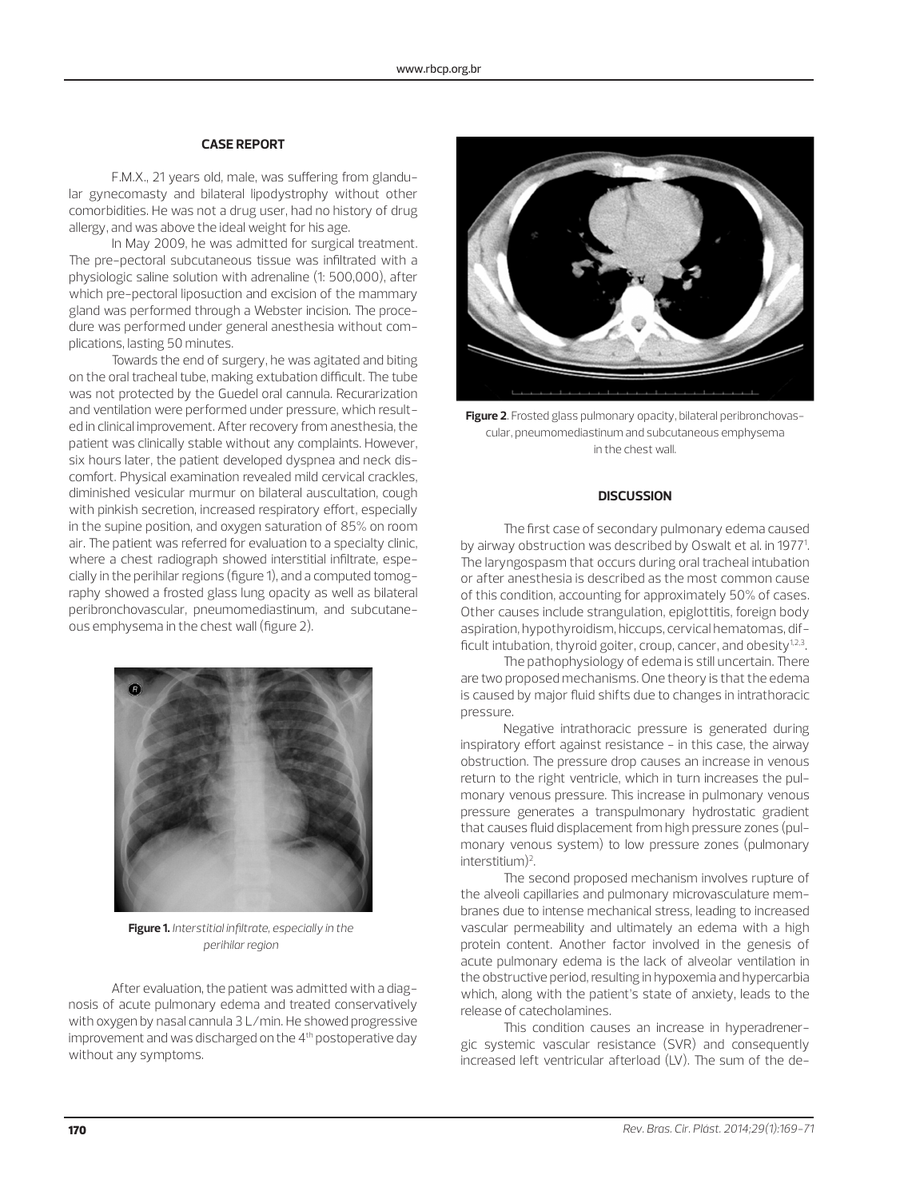## CASE REPORT

F.M.X., 21 years old, male, was suffering from glandular gynecomasty and bilateral lipodystrophy without other comorbidities. He was not a drug user, had no history of drug allergy, and was above the ideal weight for his age.

In May 2009, he was admitted for surgical treatment. The pre-pectoral subcutaneous tissue was infiltrated with a physiologic saline solution with adrenaline (1: 500,000), after which pre-pectoral liposuction and excision of the mammary gland was performed through a Webster incision. The procedure was performed under general anesthesia without complications, lasting 50 minutes.

Towards the end of surgery, he was agitated and biting on the oral tracheal tube, making extubation difficult. The tube was not protected by the Guedel oral cannula. Recurarization and ventilation were performed under pressure, which resulted in clinical improvement. After recovery from anesthesia, the patient was clinically stable without any complaints. However, six hours later, the patient developed dyspnea and neck discomfort. Physical examination revealed mild cervical crackles, diminished vesicular murmur on bilateral auscultation, cough with pinkish secretion, increased respiratory effort, especially in the supine position, and oxygen saturation of 85% on room air. The patient was referred for evaluation to a specialty clinic, where a chest radiograph showed interstitial infiltrate, especially in the perihilar regions (figure 1), and a computed tomography showed a frosted glass lung opacity as well as bilateral peribronchovascular, pneumomediastinum, and subcutaneous emphysema in the chest wall (figure 2).

**Figure 1.** *Interstitial infiltrate, especially in the perihilar region*

After evaluation, the patient was admitted with a diagnosis of acute pulmonary edema and treated conservatively with oxygen by nasal cannula 3 L/min. He showed progressive improvement and was discharged on the 4th postoperative day without any symptoms.

**Figure 2**. Frosted glass pulmonary opacity, bilateral peribronchovascular, pneumomediastinum and subcutaneous emphysema in the chest wall.

## DISCUSSION

The first case of secondary pulmonary edema caused by airway obstruction was described by Oswalt et al. in 1977[1]. The laryngospasm that occurs during oral tracheal intubation or after anesthesia is described as the most common cause of this condition, accounting for approximately 50% of cases. Other causes include strangulation, epiglottitis, foreign body aspiration, hypothyroidism, hiccups, cervical hematomas, difficult intubation, thyroid goiter, croup, cancer, and obesity[1,2,3].

The pathophysiology of edema is still uncertain. There are two proposed mechanisms. One theory is that the edema is caused by major fluid shifts due to changes in intrathoracic pressure.

Negative intrathoracic pressure is generated during inspiratory effort against resistance - in this case, the airway obstruction. The pressure drop causes an increase in venous return to the right ventricle, which in turn increases the pulmonary venous pressure. This increase in pulmonary venous pressure generates a transpulmonary hydrostatic gradient that causes fluid displacement from high pressure zones (pulmonary venous system) to low pressure zones (pulmonary interstitium)[2].

The second proposed mechanism involves rupture of the alveoli capillaries and pulmonary microvasculature membranes due to intense mechanical stress, leading to increased vascular permeability and ultimately an edema with a high protein content. Another factor involved in the genesis of acute pulmonary edema is the lack of alveolar ventilation in the obstructive period, resulting in hypoxemia and hypercarbia which, along with the patient's state of anxiety, leads to the release of catecholamines.

This condition causes an increase in hyperadrenergic systemic vascular resistance (SVR) and consequently increased left ventricular afterload (LV). The sum of the de-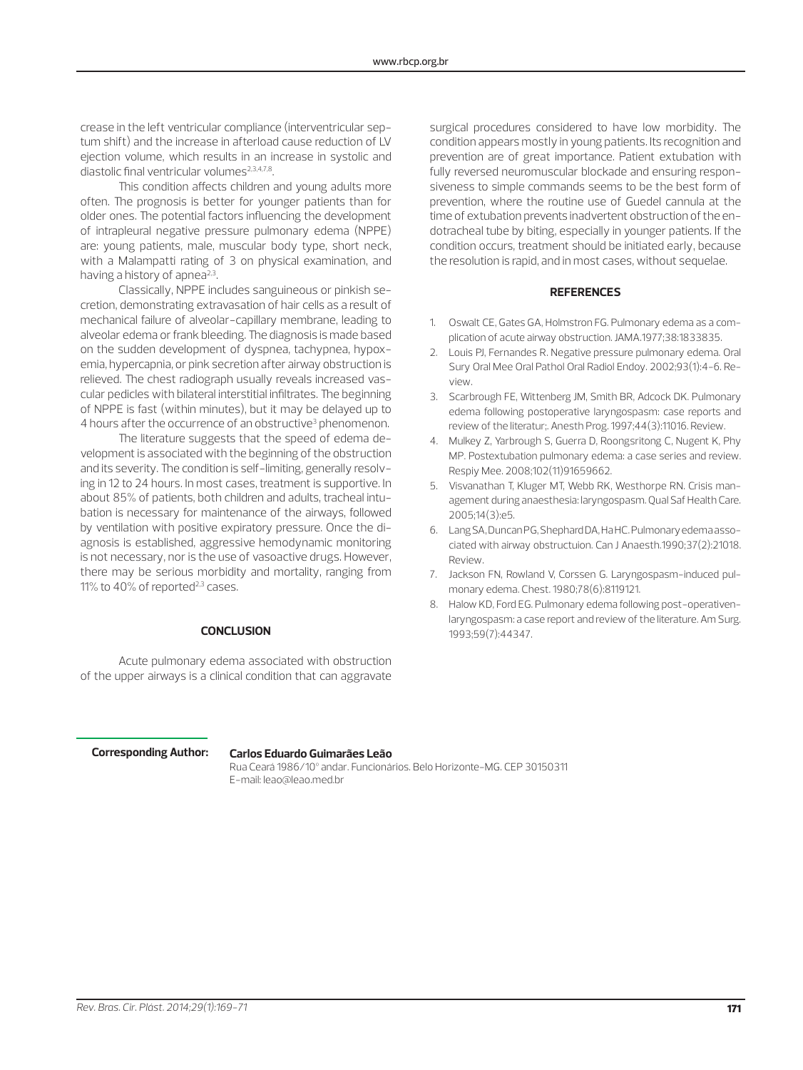crease in the left ventricular compliance (interventricular septum shift) and the increase in afterload cause reduction of LV ejection volume, which results in an increase in systolic and diastolic final ventricular volumes[2,3,4,7,8].

This condition affects children and young adults more often. The prognosis is better for younger patients than for older ones. The potential factors influencing the development of intrapleural negative pressure pulmonary edema (NPPE) are: young patients, male, muscular body type, short neck, with a Malampatti rating of 3 on physical examination, and having a history of apnea[2,3].

Classically, NPPE includes sanguineous or pinkish secretion, demonstrating extravasation of hair cells as a result of mechanical failure of alveolar-capillary membrane, leading to alveolar edema or frank bleeding. The diagnosis is made based on the sudden development of dyspnea, tachypnea, hypoxemia, hypercapnia, or pink secretion after airway obstruction is relieved. The chest radiograph usually reveals increased vascular pedicles with bilateral interstitial infiltrates. The beginning of NPPE is fast (within minutes), but it may be delayed up to 4 hours after the occurrence of an obstructive[3] phenomenon.

The literature suggests that the speed of edema development is associated with the beginning of the obstruction and its severity. The condition is self-limiting, generally resolving in 12 to 24 hours. In most cases, treatment is supportive. In about 85% of patients, both children and adults, tracheal intubation is necessary for maintenance of the airways, followed by ventilation with positive expiratory pressure. Once the diagnosis is established, aggressive hemodynamic monitoring is not necessary, nor is the use of vasoactive drugs. However, there may be serious morbidity and mortality, ranging from 11% to 40% of reported[2,3] cases.

## CONCLUSION

Acute pulmonary edema associated with obstruction of the upper airways is a clinical condition that can aggravate surgical procedures considered to have low morbidity. The condition appears mostly in young patients. Its recognition and prevention are of great importance. Patient extubation with fully reversed neuromuscular blockade and ensuring responsiveness to simple commands seems to be the best form of prevention, where the routine use of Guedel cannula at the time of extubation prevents inadvertent obstruction of the endotracheal tube by biting, especially in younger patients. If the condition occurs, treatment should be initiated early, because the resolution is rapid, and in most cases, without sequelae.

## REFERENCES

1. Oswalt CE, Gates GA, Holmstron FG. Pulmonary edema as a complication of acute airway obstruction. JAMA.1977;38:1833835.
2. Louis PJ, Fernandes R. Negative pressure pulmonary edema. Oral Sury Oral Mee Oral Pathol Oral Radiol Endoy. 2002;93(1):4-6. Review.
3. Scarbrough FE, Wittenberg JM, Smith BR, Adcock DK. Pulmonary edema following postoperative laryngospasm: case reports and review of the literatur;. Anesth Prog. 1997;44(3):11016. Review.
4. Mulkey Z, Yarbrough S, Guerra D, Roongsritong C, Nugent K, Phy MP. Postextubation pulmonary edema: a case series and review. Respiy Mee. 2008;102(11)91659662.
5. Visvanathan T, Kluger MT, Webb RK, Westhorpe RN. Crisis management during anaesthesia: laryngospasm. Qual Saf Health Care. 2005;14(3):e5.
6. Lang SA, Duncan PG, Shephard DA, Ha HC. Pulmonary edema associated with airway obstructuion. Can J Anaesth.1990;37(2):21018. Review.
7. Jackson FN, Rowland V, Corssen G. Laryngospasm-induced pulmonary edema. Chest. 1980;78(6):8119121.
8. Halow KD, Ford EG. Pulmonary edema following post-operativenlaryngospasm: a case report and review of the literature. Am Surg. 1993;59(7):44347.

**Corresponding Author:** **Carlos Eduardo Guimarães Leão**
Rua Ceará 1986/10° andar. Funcionários. Belo Horizonte-MG. CEP 30150311
E-mail: leao@leao.med.br